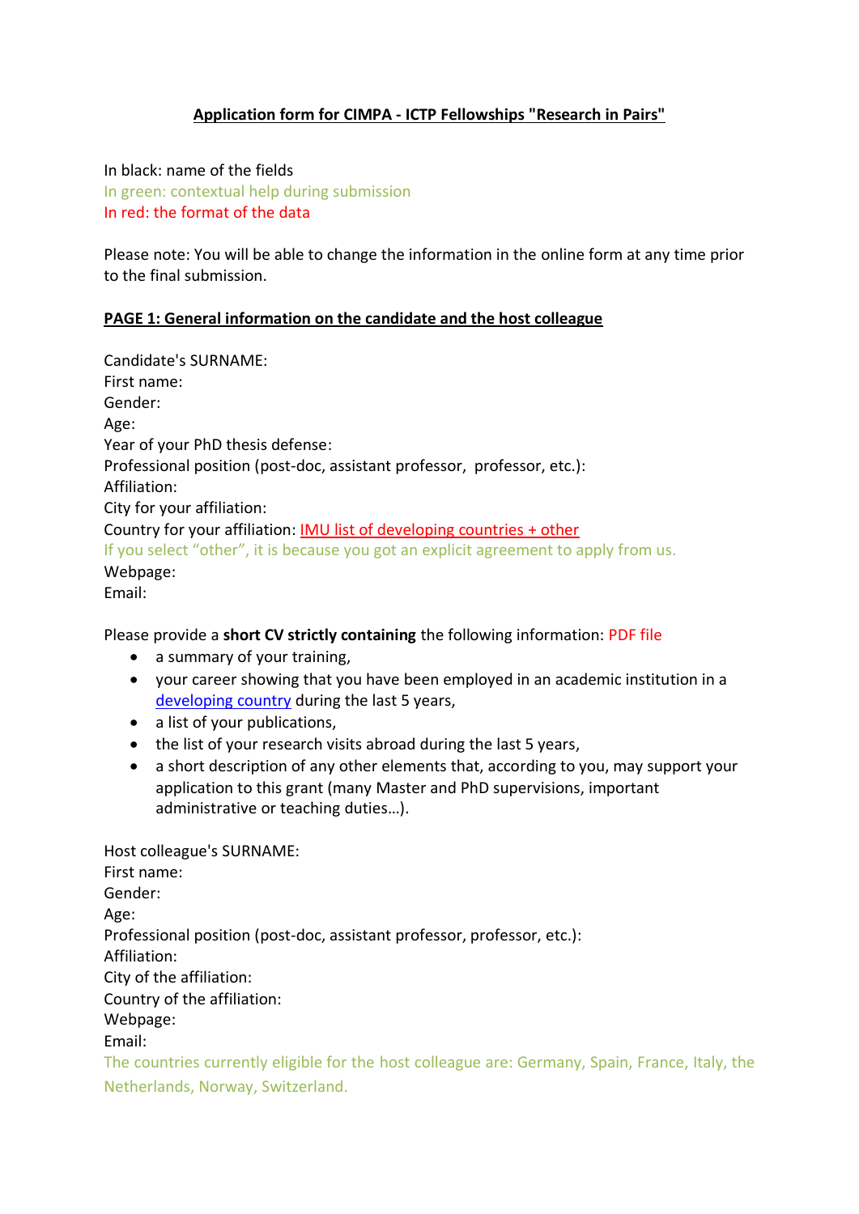# Application form for CIMPA - ICTP Fellowships "Research in Pairs"

In black: name of the fields
In green: contextual help during submission
In red: the format of the data

Please note: You will be able to change the information in the online form at any time prior to the final submission.

## PAGE 1: General information on the candidate and the host colleague

Candidate's SURNAME:
First name:
Gender:
Age:
Year of your PhD thesis defense:
Professional position (post-doc, assistant professor, professor, etc.):
Affiliation:
City for your affiliation:
Country for your affiliation: IMU list of developing countries + other
If you select "other", it is because you got an explicit agreement to apply from us.
Webpage:
Email:

Please provide a **short CV strictly containing** the following information: PDF file

- a summary of your training,
- your career showing that you have been employed in an academic institution in a developing country during the last 5 years,
- a list of your publications,
- the list of your research visits abroad during the last 5 years,
- a short description of any other elements that, according to you, may support your application to this grant (many Master and PhD supervisions, important administrative or teaching duties…).

Host colleague's SURNAME:
First name:
Gender:
Age:
Professional position (post-doc, assistant professor, professor, etc.):
Affiliation:
City of the affiliation:
Country of the affiliation:
Webpage:
Email:
The countries currently eligible for the host colleague are: Germany, Spain, France, Italy, the Netherlands, Norway, Switzerland.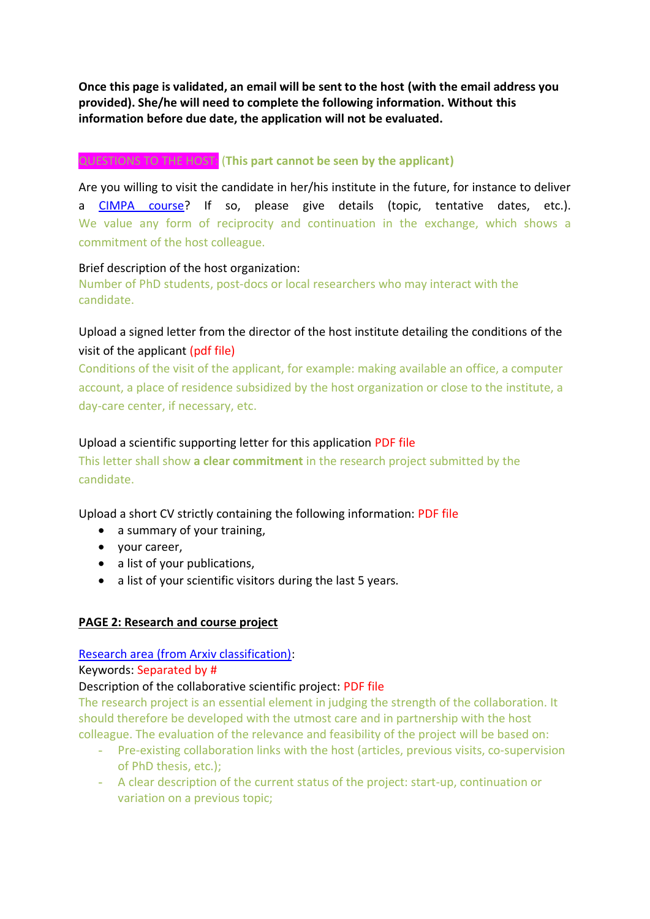**Once this page is validated, an email will be sent to the host (with the email address you provided). She/he will need to complete the following information. Without this information before due date, the application will not be evaluated.**

QUESTIONS TO THE HOST: (**This part cannot be seen by the applicant**)

Are you willing to visit the candidate in her/his institute in the future, for instance to deliver a [CIMPA course]? If so, please give details (topic, tentative dates, etc.). We value any form of reciprocity and continuation in the exchange, which shows a commitment of the host colleague.

Brief description of the host organization:
Number of PhD students, post-docs or local researchers who may interact with the candidate.

Upload a signed letter from the director of the host institute detailing the conditions of the visit of the applicant (pdf file)
Conditions of the visit of the applicant, for example: making available an office, a computer account, a place of residence subsidized by the host organization or close to the institute, a day-care center, if necessary, etc.

Upload a scientific supporting letter for this application PDF file
This letter shall show **a clear commitment** in the research project submitted by the candidate.

Upload a short CV strictly containing the following information: PDF file

- a summary of your training,
- your career,
- a list of your publications,
- a list of your scientific visitors during the last 5 years.

**PAGE 2: Research and course project**

[Research area (from Arxiv classification)]:
Keywords: Separated by #
Description of the collaborative scientific project: PDF file
The research project is an essential element in judging the strength of the collaboration. It should therefore be developed with the utmost care and in partnership with the host colleague. The evaluation of the relevance and feasibility of the project will be based on:

- Pre-existing collaboration links with the host (articles, previous visits, co-supervision of PhD thesis, etc.);
- A clear description of the current status of the project: start-up, continuation or variation on a previous topic;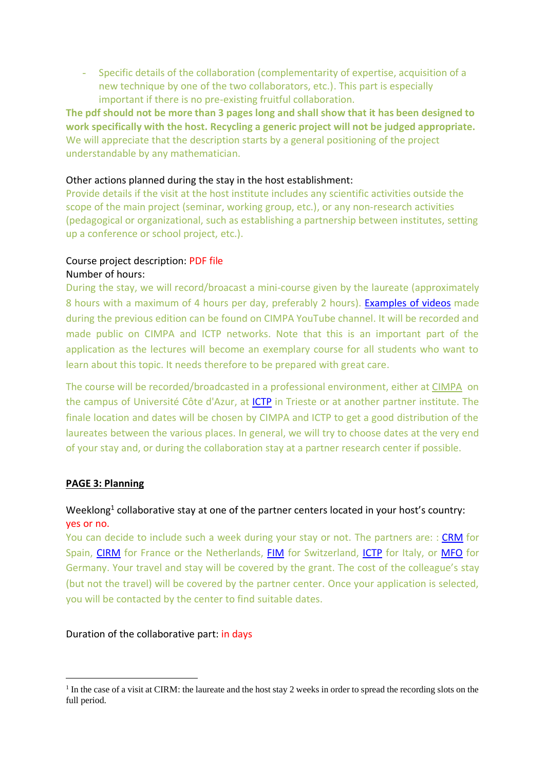- Specific details of the collaboration (complementarity of expertise, acquisition of a new technique by one of the two collaborators, etc.). This part is especially important if there is no pre-existing fruitful collaboration.

**The pdf should not be more than 3 pages long and shall show that it has been designed to work specifically with the host. Recycling a generic project will not be judged appropriate.** We will appreciate that the description starts by a general positioning of the project understandable by any mathematician.

Other actions planned during the stay in the host establishment:
Provide details if the visit at the host institute includes any scientific activities outside the scope of the main project (seminar, working group, etc.), or any non-research activities (pedagogical or organizational, such as establishing a partnership between institutes, setting up a conference or school project, etc.).

Course project description: PDF file
Number of hours:
During the stay, we will record/broacast a mini-course given by the laureate (approximately 8 hours with a maximum of 4 hours per day, preferably 2 hours). [Examples of videos] made during the previous edition can be found on CIMPA YouTube channel. It will be recorded and made public on CIMPA and ICTP networks. Note that this is an important part of the application as the lectures will become an exemplary course for all students who want to learn about this topic. It needs therefore to be prepared with great care.

The course will be recorded/broadcasted in a professional environment, either at CIMPA on the campus of Université Côte d'Azur, at ICTP in Trieste or at another partner institute. The finale location and dates will be chosen by CIMPA and ICTP to get a good distribution of the laureates between the various places. In general, we will try to choose dates at the very end of your stay and, or during the collaboration stay at a partner research center if possible.

## PAGE 3: Planning

Weeklong[1] collaborative stay at one of the partner centers located in your host's country: yes or no.
You can decide to include such a week during your stay or not. The partners are: : CRM for Spain, CIRM for France or the Netherlands, FIM for Switzerland, ICTP for Italy, or MFO for Germany. Your travel and stay will be covered by the grant. The cost of the colleague's stay (but not the travel) will be covered by the partner center. Once your application is selected, you will be contacted by the center to find suitable dates.

Duration of the collaborative part: in days

[1] In the case of a visit at CIRM: the laureate and the host stay 2 weeks in order to spread the recording slots on the full period.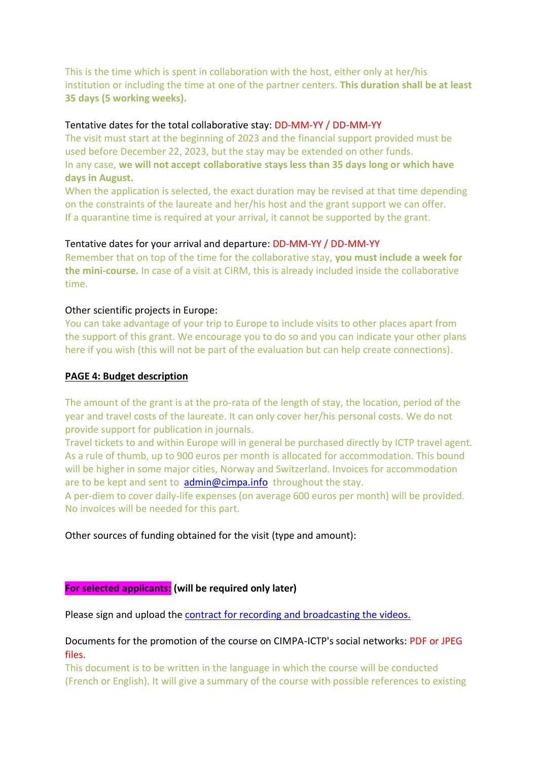This is the time which is spent in collaboration with the host, either only at her/his institution or including the time at one of the partner centers. **This duration shall be at least 35 days (5 working weeks).**

Tentative dates for the total collaborative stay: DD-MM-YY / DD-MM-YY

The visit must start at the beginning of 2023 and the financial support provided must be used before December 22, 2023, but the stay may be extended on other funds.

In any case, **we will not accept collaborative stays less than 35 days long or which have days in August.**

When the application is selected, the exact duration may be revised at that time depending on the constraints of the laureate and her/his host and the grant support we can offer.

If a quarantine time is required at your arrival, it cannot be supported by the grant.

Tentative dates for your arrival and departure: DD-MM-YY / DD-MM-YY

Remember that on top of the time for the collaborative stay, **you must include a week for the mini-course.** In case of a visit at CIRM, this is already included inside the collaborative time.

Other scientific projects in Europe:

You can take advantage of your trip to Europe to include visits to other places apart from the support of this grant. We encourage you to do so and you can indicate your other plans here if you wish (this will not be part of the evaluation but can help create connections).

**PAGE 4: Budget description**

The amount of the grant is at the pro-rata of the length of stay, the location, period of the year and travel costs of the laureate. It can only cover her/his personal costs. We do not provide support for publication in journals.

Travel tickets to and within Europe will in general be purchased directly by ICTP travel agent. As a rule of thumb, up to 900 euros per month is allocated for accommodation. This bound will be higher in some major cities, Norway and Switzerland. Invoices for accommodation are to be kept and sent to admin@cimpa.info throughout the stay.

A per-diem to cover daily-life expenses (on average 600 euros per month) will be provided. No invoices will be needed for this part.

Other sources of funding obtained for the visit (type and amount):

**For selected applicants: (will be required only later)**

Please sign and upload the contract for recording and broadcasting the videos.

Documents for the promotion of the course on CIMPA-ICTP's social networks: PDF or JPEG files.

This document is to be written in the language in which the course will be conducted (French or English). It will give a summary of the course with possible references to existing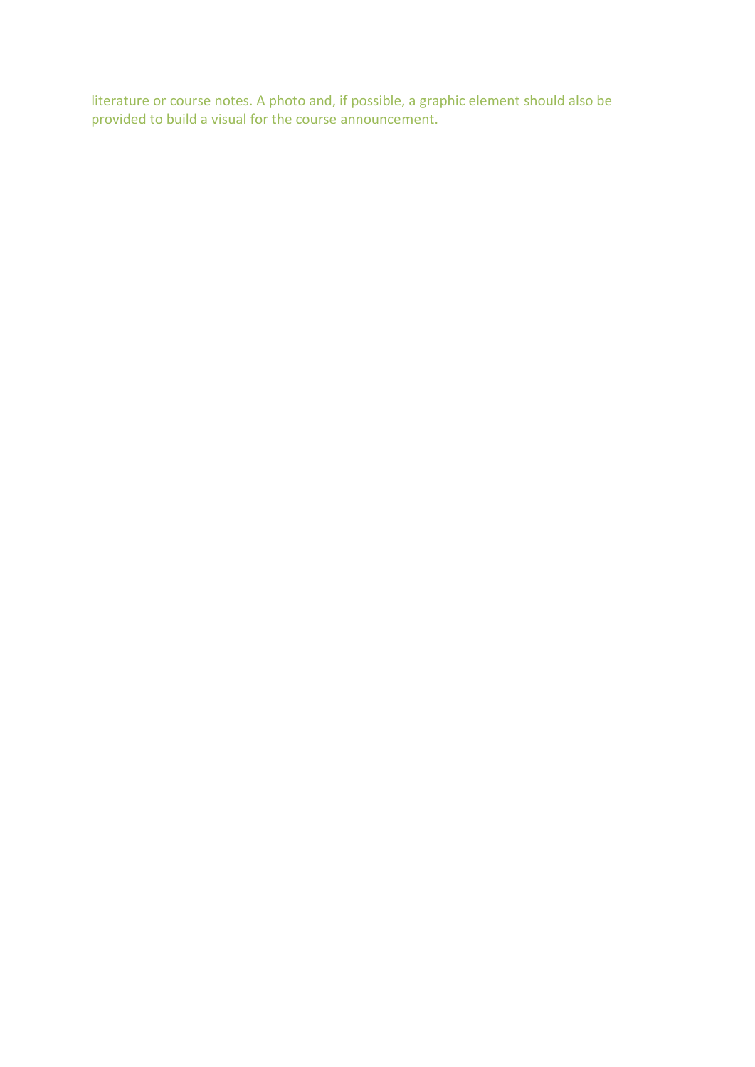literature or course notes. A photo and, if possible, a graphic element should also be provided to build a visual for the course announcement.